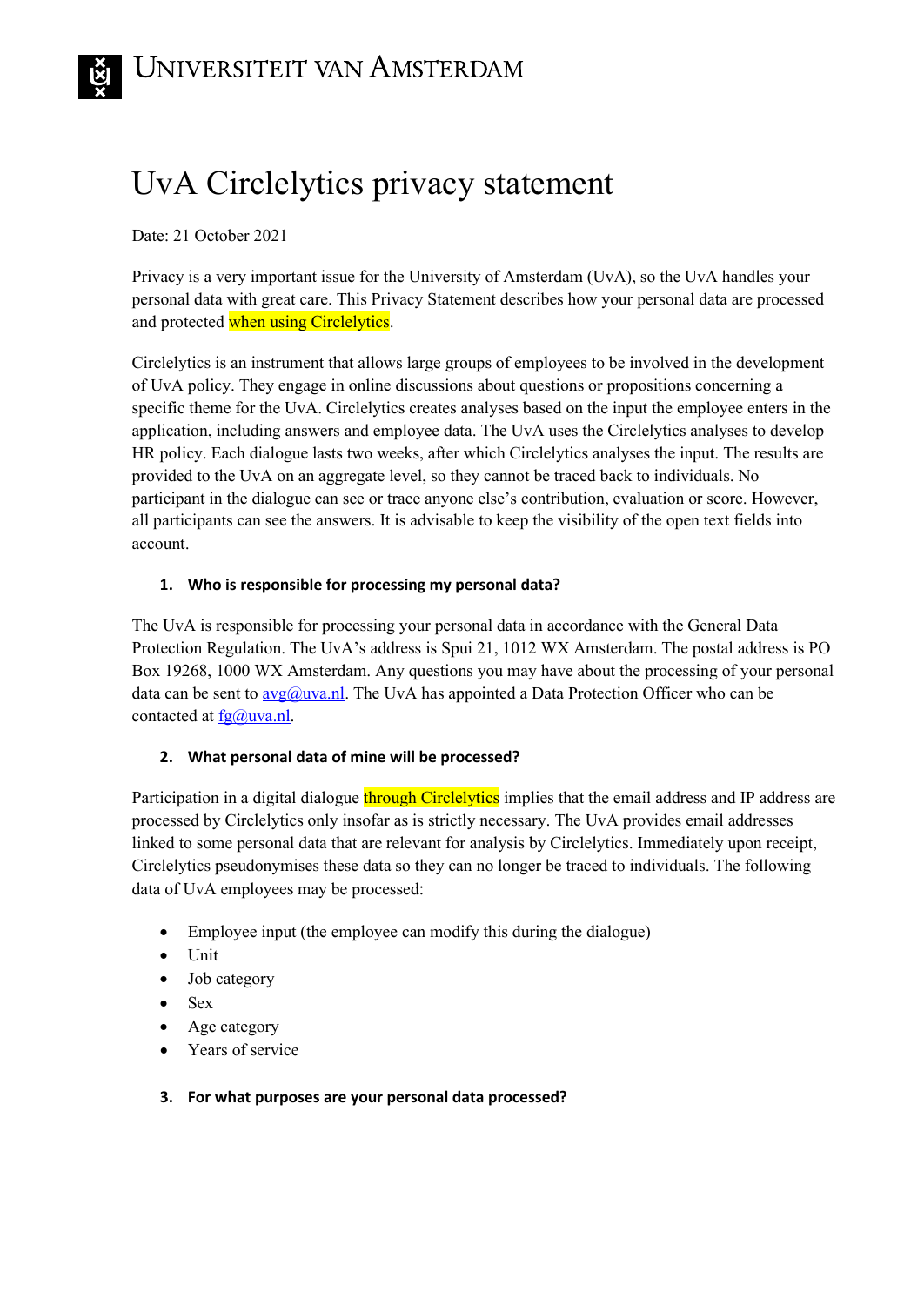UNIVERSITEIT VAN AMSTERDAM

# UvA Circlelytics privacy statement

Date: 21 October 2021

Privacy is a very important issue for the University of Amsterdam (UvA), so the UvA handles your personal data with great care. This Privacy Statement describes how your personal data are processed and protected when using Circlelytics.

Circlelytics is an instrument that allows large groups of employees to be involved in the development of UvA policy. They engage in online discussions about questions or propositions concerning a specific theme for the UvA. Circlelytics creates analyses based on the input the employee enters in the application, including answers and employee data. The UvA uses the Circlelytics analyses to develop HR policy. Each dialogue lasts two weeks, after which Circlelytics analyses the input. The results are provided to the UvA on an aggregate level, so they cannot be traced back to individuals. No participant in the dialogue can see or trace anyone else's contribution, evaluation or score. However, all participants can see the answers. It is advisable to keep the visibility of the open text fields into account.

## 1. Who is responsible for processing my personal data?

The UvA is responsible for processing your personal data in accordance with the General Data Protection Regulation. The UvA's address is Spui 21, 1012 WX Amsterdam. The postal address is PO Box 19268, 1000 WX Amsterdam. Any questions you may have about the processing of your personal data can be sent to avg@uva.nl. The UvA has appointed a Data Protection Officer who can be contacted at fg@uva.nl.

## 2. What personal data of mine will be processed?

Participation in a digital dialogue through Circlelytics implies that the email address and IP address are processed by Circlelytics only insofar as is strictly necessary. The UvA provides email addresses linked to some personal data that are relevant for analysis by Circlelytics. Immediately upon receipt, Circlelytics pseudonymises these data so they can no longer be traced to individuals. The following data of UvA employees may be processed:

- Employee input (the employee can modify this during the dialogue)
- Unit
- Job category
- Sex
- Age category
- Years of service

## 3. For what purposes are your personal data processed?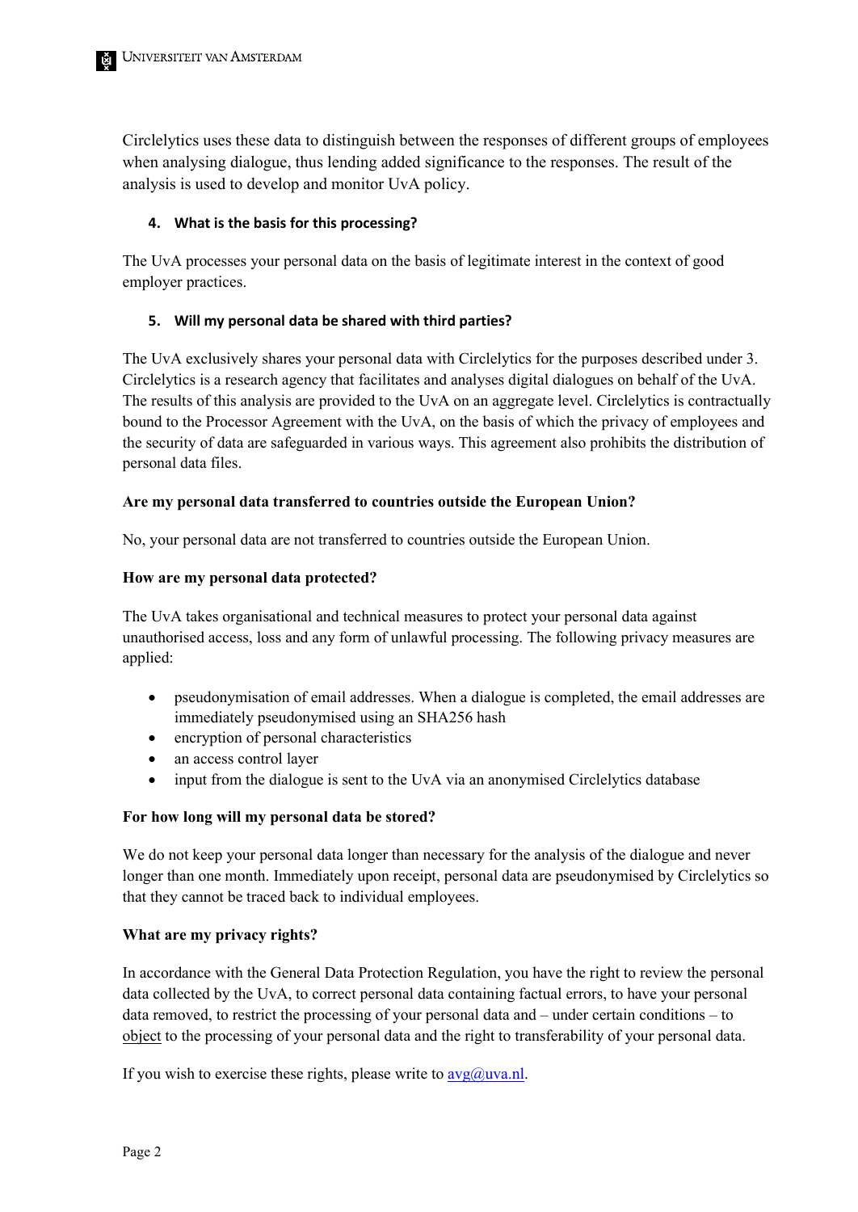Circlelytics uses these data to distinguish between the responses of different groups of employees when analysing dialogue, thus lending added significance to the responses. The result of the analysis is used to develop and monitor UvA policy.

### 4. What is the basis for this processing?

The UvA processes your personal data on the basis of legitimate interest in the context of good employer practices.

### 5. Will my personal data be shared with third parties?

The UvA exclusively shares your personal data with Circlelytics for the purposes described under 3. Circlelytics is a research agency that facilitates and analyses digital dialogues on behalf of the UvA. The results of this analysis are provided to the UvA on an aggregate level. Circlelytics is contractually bound to the Processor Agreement with the UvA, on the basis of which the privacy of employees and the security of data are safeguarded in various ways. This agreement also prohibits the distribution of personal data files.

**Are my personal data transferred to countries outside the European Union?**

No, your personal data are not transferred to countries outside the European Union.

**How are my personal data protected?**

The UvA takes organisational and technical measures to protect your personal data against unauthorised access, loss and any form of unlawful processing. The following privacy measures are applied:

- pseudonymisation of email addresses. When a dialogue is completed, the email addresses are immediately pseudonymised using an SHA256 hash
- encryption of personal characteristics
- an access control layer
- input from the dialogue is sent to the UvA via an anonymised Circlelytics database

**For how long will my personal data be stored?**

We do not keep your personal data longer than necessary for the analysis of the dialogue and never longer than one month. Immediately upon receipt, personal data are pseudonymised by Circlelytics so that they cannot be traced back to individual employees.

**What are my privacy rights?**

In accordance with the General Data Protection Regulation, you have the right to review the personal data collected by the UvA, to correct personal data containing factual errors, to have your personal data removed, to restrict the processing of your personal data and – under certain conditions – to object to the processing of your personal data and the right to transferability of your personal data.

If you wish to exercise these rights, please write to avg@uva.nl.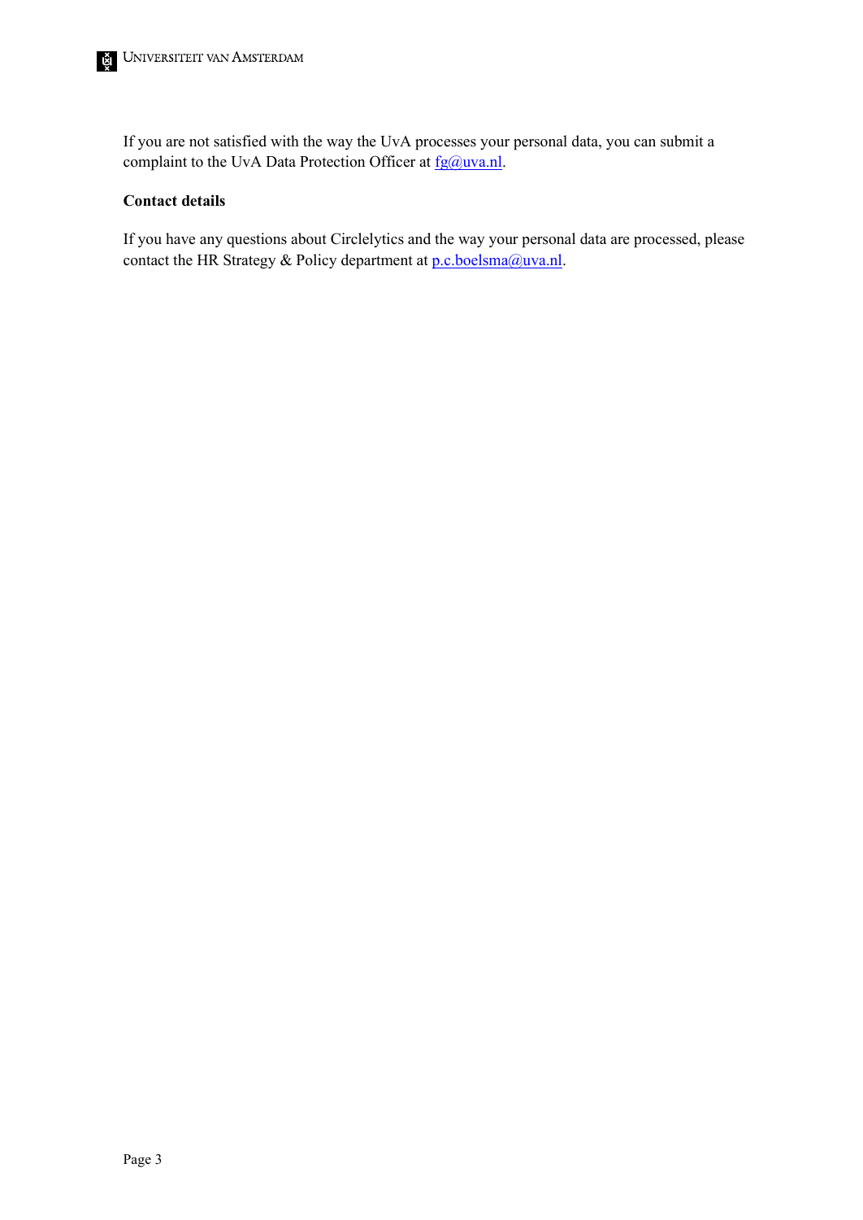If you are not satisfied with the way the UvA processes your personal data, you can submit a complaint to the UvA Data Protection Officer at fg@uva.nl.

**Contact details**

If you have any questions about Circlelytics and the way your personal data are processed, please contact the HR Strategy & Policy department at p.c.boelsma@uva.nl.